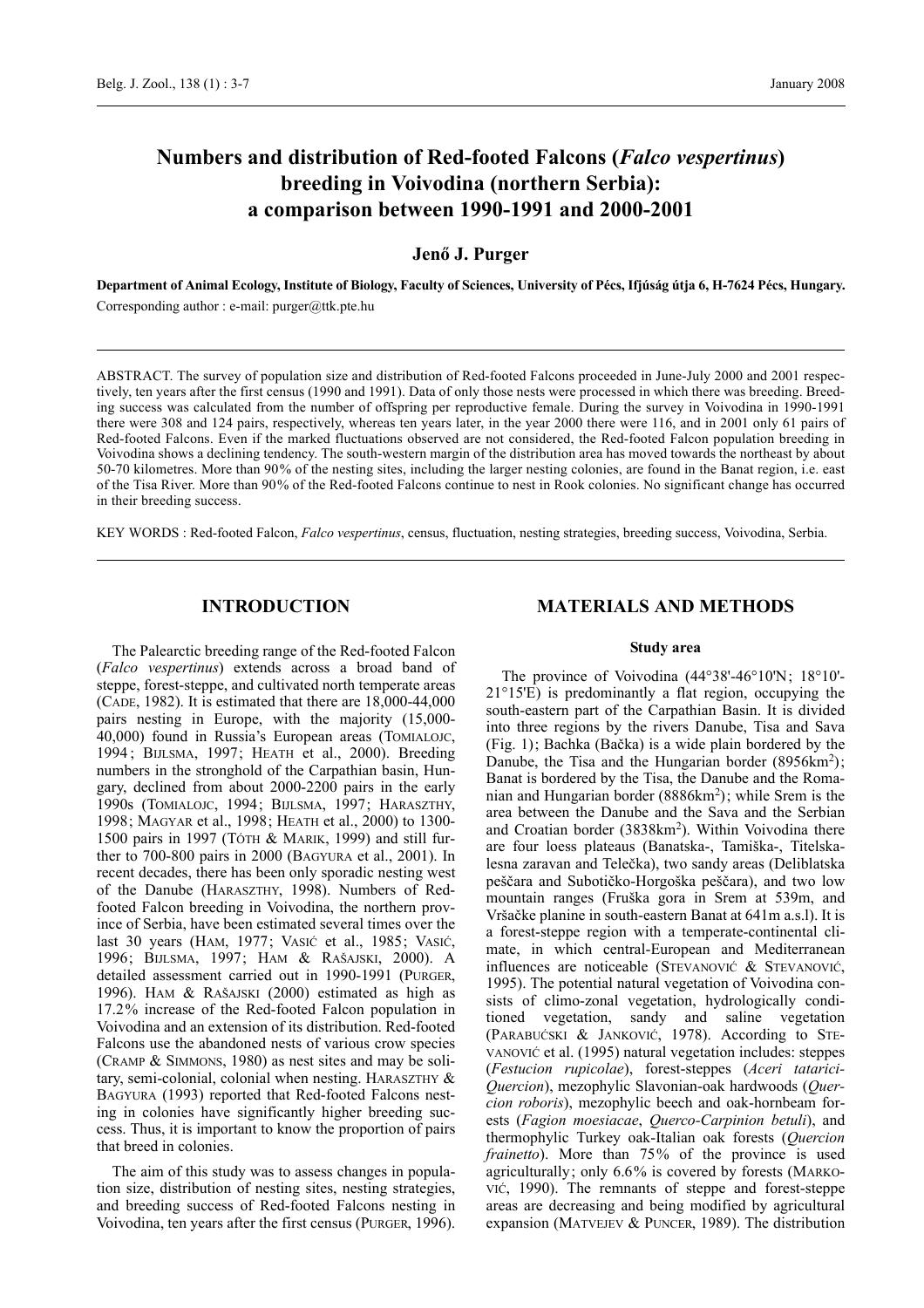# Numbers and distribution of Red-footed Falcons (*Falco vespertinus*) breeding in Voivodina (northern Serbia): a comparison between 1990-1991 and 2000-2001

**Jenő J. Purger**

**Department of Animal Ecology, Institute of Biology, Faculty of Sciences, University of Pécs, Ifjúság útja 6, H-7624 Pécs, Hungary.**
Corresponding author : e-mail: purger@ttk.pte.hu

ABSTRACT. The survey of population size and distribution of Red-footed Falcons proceeded in June-July 2000 and 2001 respectively, ten years after the first census (1990 and 1991). Data of only those nests were processed in which there was breeding. Breeding success was calculated from the number of offspring per reproductive female. During the survey in Voivodina in 1990-1991 there were 308 and 124 pairs, respectively, whereas ten years later, in the year 2000 there were 116, and in 2001 only 61 pairs of Red-footed Falcons. Even if the marked fluctuations observed are not considered, the Red-footed Falcon population breeding in Voivodina shows a declining tendency. The south-western margin of the distribution area has moved towards the northeast by about 50-70 kilometres. More than 90% of the nesting sites, including the larger nesting colonies, are found in the Banat region, i.e. east of the Tisa River. More than 90% of the Red-footed Falcons continue to nest in Rook colonies. No significant change has occurred in their breeding success.

KEY WORDS : Red-footed Falcon, *Falco vespertinus*, census, fluctuation, nesting strategies, breeding success, Voivodina, Serbia.

## INTRODUCTION

The Palearctic breeding range of the Red-footed Falcon (*Falco vespertinus*) extends across a broad band of steppe, forest-steppe, and cultivated north temperate areas (Cade, 1982). It is estimated that there are 18,000-44,000 pairs nesting in Europe, with the majority (15,000-40,000) found in Russia's European areas (Tomialojc, 1994; Bijlsma, 1997; Heath et al., 2000). Breeding numbers in the stronghold of the Carpathian basin, Hungary, declined from about 2000-2200 pairs in the early 1990s (Tomialojc, 1994; Bijlsma, 1997; Haraszthy, 1998; Magyar et al., 1998; Heath et al., 2000) to 1300-1500 pairs in 1997 (Tóth & Marik, 1999) and still further to 700-800 pairs in 2000 (Bagyura et al., 2001). In recent decades, there has been only sporadic nesting west of the Danube (Haraszthy, 1998). Numbers of Red-footed Falcon breeding in Voivodina, the northern province of Serbia, have been estimated several times over the last 30 years (Ham, 1977; Vasić et al., 1985; Vasić, 1996; Bijlsma, 1997; Ham & Rašajski, 2000). A detailed assessment carried out in 1990-1991 (Purger, 1996). Ham & Rašajski (2000) estimated as high as 17.2% increase of the Red-footed Falcon population in Voivodina and an extension of its distribution. Red-footed Falcons use the abandoned nests of various crow species (Cramp & Simmons, 1980) as nest sites and may be solitary, semi-colonial, colonial when nesting. Haraszthy & Bagyura (1993) reported that Red-footed Falcons nesting in colonies have significantly higher breeding success. Thus, it is important to know the proportion of pairs that breed in colonies.

The aim of this study was to assess changes in population size, distribution of nesting sites, nesting strategies, and breeding success of Red-footed Falcons nesting in Voivodina, ten years after the first census (Purger, 1996).

## MATERIALS AND METHODS

### Study area

The province of Voivodina (44°38'-46°10'N; 18°10'-21°15'E) is predominantly a flat region, occupying the south-eastern part of the Carpathian Basin. It is divided into three regions by the rivers Danube, Tisa and Sava (Fig. 1); Bachka (Bačka) is a wide plain bordered by the Danube, the Tisa and the Hungarian border (8956km$^2$); Banat is bordered by the Tisa, the Danube and the Romanian and Hungarian border (8886km$^2$); while Srem is the area between the Danube and the Sava and the Serbian and Croatian border (3838km$^2$). Within Voivodina there are four loess plateaus (Banatska-, Tamiška-, Titelska-lesna zaravan and Telečka), two sandy areas (Deliblatska peščara and Subotičko-Horgoška peščara), and two low mountain ranges (Fruška gora in Srem at 539m, and Vršačke planine in south-eastern Banat at 641m a.s.l). It is a forest-steppe region with a temperate-continental climate, in which central-European and Mediterranean influences are noticeable (Stevanović & Stevanović, 1995). The potential natural vegetation of Voivodina consists of climo-zonal vegetation, hydrologically conditioned vegetation, sandy and saline vegetation (Parabućski & Janković, 1978). According to Stevanović et al. (1995) natural vegetation includes: steppes (*Festucion rupicolae*), forest-steppes (*Aceri tatarici-Quercion*), mezophylic Slavonian-oak hardwoods (*Quercion roboris*), mezophylic beech and oak-hornbeam forests (*Fagion moesiacae*, *Querco-Carpinion betuli*), and thermophylic Turkey oak-Italian oak forests (*Quercion frainetto*). More than 75% of the province is used agriculturally; only 6.6% is covered by forests (Marković, 1990). The remnants of steppe and forest-steppe areas are decreasing and being modified by agricultural expansion (Matvejev & Puncer, 1989). The distribution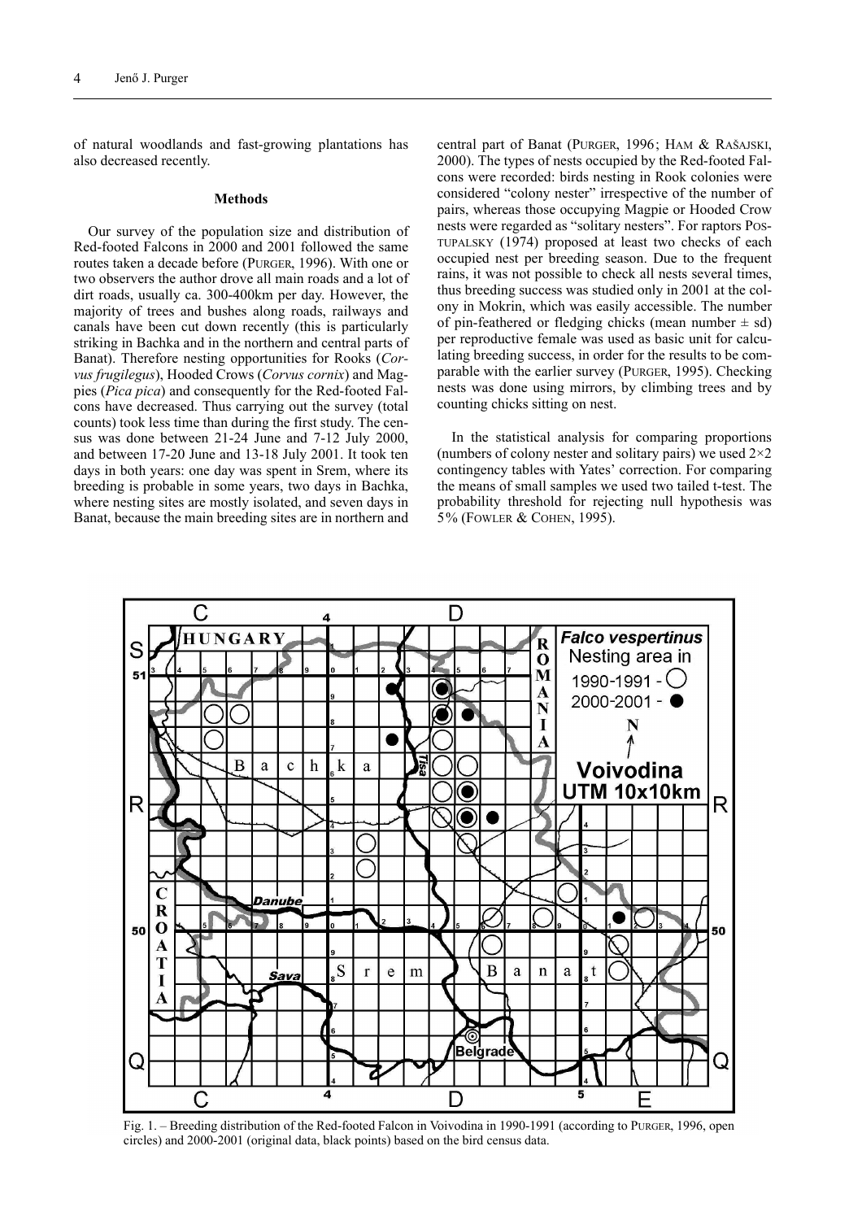of natural woodlands and fast-growing plantations has also decreased recently.

## Methods

Our survey of the population size and distribution of Red-footed Falcons in 2000 and 2001 followed the same routes taken a decade before (PURGER, 1996). With one or two observers the author drove all main roads and a lot of dirt roads, usually ca. 300-400km per day. However, the majority of trees and bushes along roads, railways and canals have been cut down recently (this is particularly striking in Bachka and in the northern and central parts of Banat). Therefore nesting opportunities for Rooks (*Corvus frugilegus*), Hooded Crows (*Corvus cornix*) and Magpies (*Pica pica*) and consequently for the Red-footed Falcons have decreased. Thus carrying out the survey (total counts) took less time than during the first study. The census was done between 21-24 June and 7-12 July 2000, and between 17-20 June and 13-18 July 2001. It took ten days in both years: one day was spent in Srem, where its breeding is probable in some years, two days in Bachka, where nesting sites are mostly isolated, and seven days in Banat, because the main breeding sites are in northern and central part of Banat (PURGER, 1996; HAM & RAŠAJSKI, 2000). The types of nests occupied by the Red-footed Falcons were recorded: birds nesting in Rook colonies were considered "colony nester" irrespective of the number of pairs, whereas those occupying Magpie or Hooded Crow nests were regarded as "solitary nesters". For raptors POSTUPALSKY (1974) proposed at least two checks of each occupied nest per breeding season. Due to the frequent rains, it was not possible to check all nests several times, thus breeding success was studied only in 2001 at the colony in Mokrin, which was easily accessible. The number of pin-feathered or fledging chicks (mean number ± sd) per reproductive female was used as basic unit for calculating breeding success, in order for the results to be comparable with the earlier survey (PURGER, 1995). Checking nests was done using mirrors, by climbing trees and by counting chicks sitting on nest.

In the statistical analysis for comparing proportions (numbers of colony nester and solitary pairs) we used 2×2 contingency tables with Yates' correction. For comparing the means of small samples we used two tailed t-test. The probability threshold for rejecting null hypothesis was 5% (FOWLER & COHEN, 1995).

Fig. 1. – Breeding distribution of the Red-footed Falcon in Voivodina in 1990-1991 (according to PURGER, 1996, open circles) and 2000-2001 (original data, black points) based on the bird census data.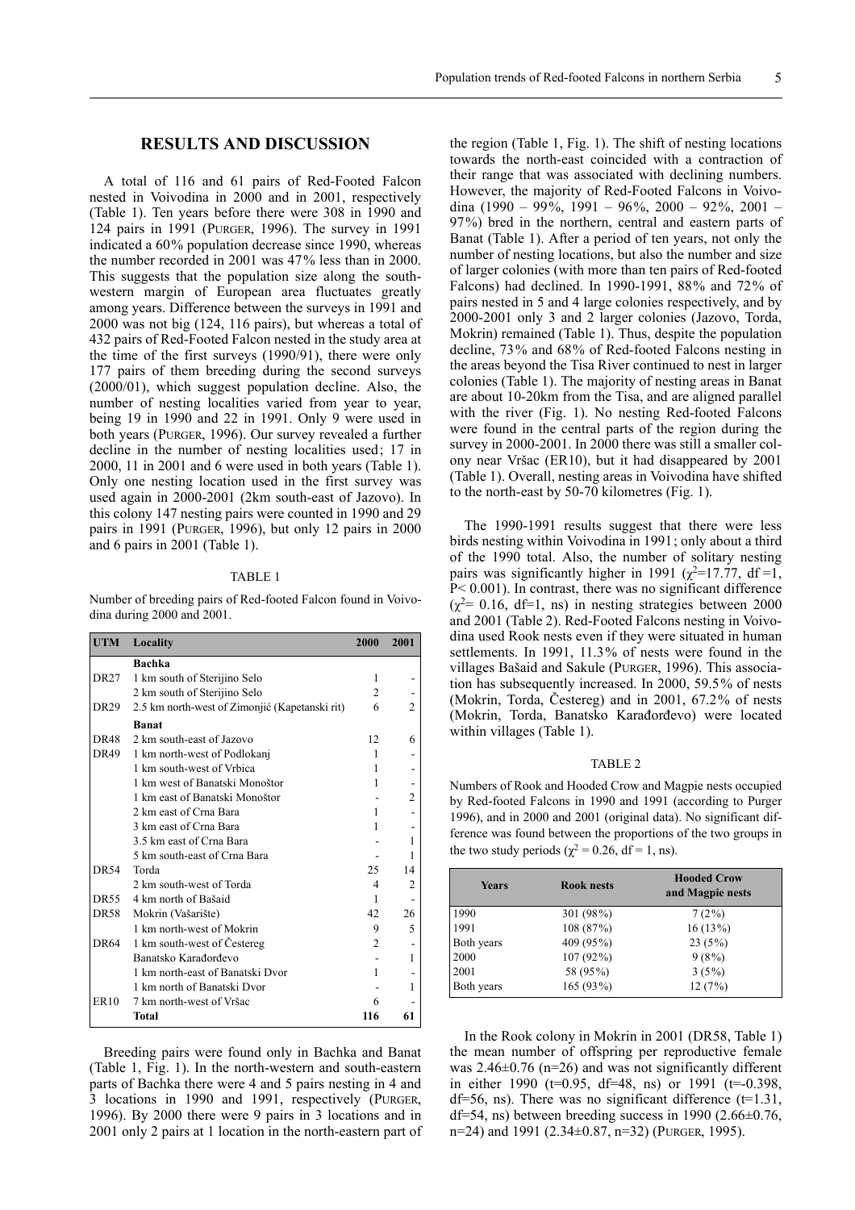## RESULTS AND DISCUSSION

A total of 116 and 61 pairs of Red-Footed Falcon nested in Voivodina in 2000 and in 2001, respectively (Table 1). Ten years before there were 308 in 1990 and 124 pairs in 1991 (PURGER, 1996). The survey in 1991 indicated a 60% population decrease since 1990, whereas the number recorded in 2001 was 47% less than in 2000. This suggests that the population size along the south-western margin of European area fluctuates greatly among years. Difference between the surveys in 1991 and 2000 was not big (124, 116 pairs), but whereas a total of 432 pairs of Red-Footed Falcon nested in the study area at the time of the first surveys (1990/91), there were only 177 pairs of them breeding during the second surveys (2000/01), which suggest population decline. Also, the number of nesting localities varied from year to year, being 19 in 1990 and 22 in 1991. Only 9 were used in both years (PURGER, 1996). Our survey revealed a further decline in the number of nesting localities used; 17 in 2000, 11 in 2001 and 6 were used in both years (Table 1). Only one nesting location used in the first survey was used again in 2000-2001 (2km south-east of Jazovo). In this colony 147 nesting pairs were counted in 1990 and 29 pairs in 1991 (PURGER, 1996), but only 12 pairs in 2000 and 6 pairs in 2001 (Table 1).

TABLE 1

Number of breeding pairs of Red-footed Falcon found in Voivodina during 2000 and 2001.

| UTM | Locality | 2000 | 2001 |
|---|---|---|---|
| | **Bachka** | | |
| DR27 | 1 km south of Sterijino Selo | 1 | - |
| | 2 km south of Sterijino Selo | 2 | - |
| DR29 | 2.5 km north-west of Zimonjić (Kapetanski rit) | 6 | 2 |
| | **Banat** | | |
| DR48 | 2 km south-east of Jazovo | 12 | 6 |
| DR49 | 1 km north-west of Podlokanj | 1 | - |
| | 1 km south-west of Vrbica | 1 | - |
| | 1 km west of Banatski Monoštor | 1 | - |
| | 1 km east of Banatski Monoštor | - | 2 |
| | 2 km east of Crna Bara | 1 | - |
| | 3 km east of Crna Bara | 1 | - |
| | 3.5 km east of Crna Bara | - | 1 |
| | 5 km south-east of Crna Bara | - | 1 |
| DR54 | Torda | 25 | 14 |
| | 2 km south-west of Torda | 4 | 2 |
| DR55 | 4 km north of Bašaid | 1 | - |
| DR58 | Mokrin (Vašarište) | 42 | 26 |
| | 1 km north-west of Mokrin | 9 | 5 |
| DR64 | 1 km south-west of Čestereg | 2 | - |
| | Banatsko Karađorđevo | - | 1 |
| | 1 km north-east of Banatski Dvor | 1 | - |
| | 1 km north of Banatski Dvor | - | 1 |
| ER10 | 7 km north-west of Vršac | 6 | - |
| | **Total** | **116** | **61** |

Breeding pairs were found only in Bachka and Banat (Table 1, Fig. 1). In the north-western and south-eastern parts of Bachka there were 4 and 5 pairs nesting in 4 and 3 locations in 1990 and 1991, respectively (PURGER, 1996). By 2000 there were 9 pairs in 3 locations and in 2001 only 2 pairs at 1 location in the north-eastern part of the region (Table 1, Fig. 1). The shift of nesting locations towards the north-east coincided with a contraction of their range that was associated with declining numbers. However, the majority of Red-Footed Falcons in Voivodina (1990 – 99%, 1991 – 96%, 2000 – 92%, 2001 – 97%) bred in the northern, central and eastern parts of Banat (Table 1). After a period of ten years, not only the number of nesting locations, but also the number and size of larger colonies (with more than ten pairs of Red-footed Falcons) had declined. In 1990-1991, 88% and 72% of pairs nested in 5 and 4 large colonies respectively, and by 2000-2001 only 3 and 2 larger colonies (Jazovo, Torda, Mokrin) remained (Table 1). Thus, despite the population decline, 73% and 68% of Red-footed Falcons nesting in the areas beyond the Tisa River continued to nest in larger colonies (Table 1). The majority of nesting areas in Banat are about 10-20km from the Tisa, and are aligned parallel with the river (Fig. 1). No nesting Red-footed Falcons were found in the central parts of the region during the survey in 2000-2001. In 2000 there was still a smaller colony near Vršac (ER10), but it had disappeared by 2001 (Table 1). Overall, nesting areas in Voivodina have shifted to the north-east by 50-70 kilometres (Fig. 1).

The 1990-1991 results suggest that there were less birds nesting within Voivodina in 1991; only about a third of the 1990 total. Also, the number of solitary nesting pairs was significantly higher in 1991 ($\chi^2$=17.77, df =1, $P < 0.001$). In contrast, there was no significant difference ($\chi^2$= 0.16, df=1, ns) in nesting strategies between 2000 and 2001 (Table 2). Red-Footed Falcons nesting in Voivodina used Rook nests even if they were situated in human settlements. In 1991, 11.3% of nests were found in the villages Bašaid and Sakule (PURGER, 1996). This association has subsequently increased. In 2000, 59.5% of nests (Mokrin, Torda, Čestereg) and in 2001, 67.2% of nests (Mokrin, Torda, Banatsko Karađorđevo) were located within villages (Table 1).

TABLE 2

Numbers of Rook and Hooded Crow and Magpie nests occupied by Red-footed Falcons in 1990 and 1991 (according to Purger 1996), and in 2000 and 2001 (original data). No significant difference was found between the proportions of the two groups in the two study periods ($\chi^2$ = 0.26, df = 1, ns).

| Years | Rook nests | Hooded Crow and Magpie nests |
|---|---|---|
| 1990 | 301 (98%) | 7 (2%) |
| 1991 | 108 (87%) | 16 (13%) |
| Both years | 409 (95%) | 23 (5%) |
| 2000 | 107 (92%) | 9 (8%) |
| 2001 | 58 (95%) | 3 (5%) |
| Both years | 165 (93%) | 12 (7%) |

In the Rook colony in Mokrin in 2001 (DR58, Table 1) the mean number of offspring per reproductive female was 2.46±0.76 (n=26) and was not significantly different in either 1990 (t=0.95, df=48, ns) or 1991 (t=-0.398, df=56, ns). There was no significant difference (t=1.31, df=54, ns) between breeding success in 1990 (2.66±0.76, n=24) and 1991 (2.34±0.87, n=32) (PURGER, 1995).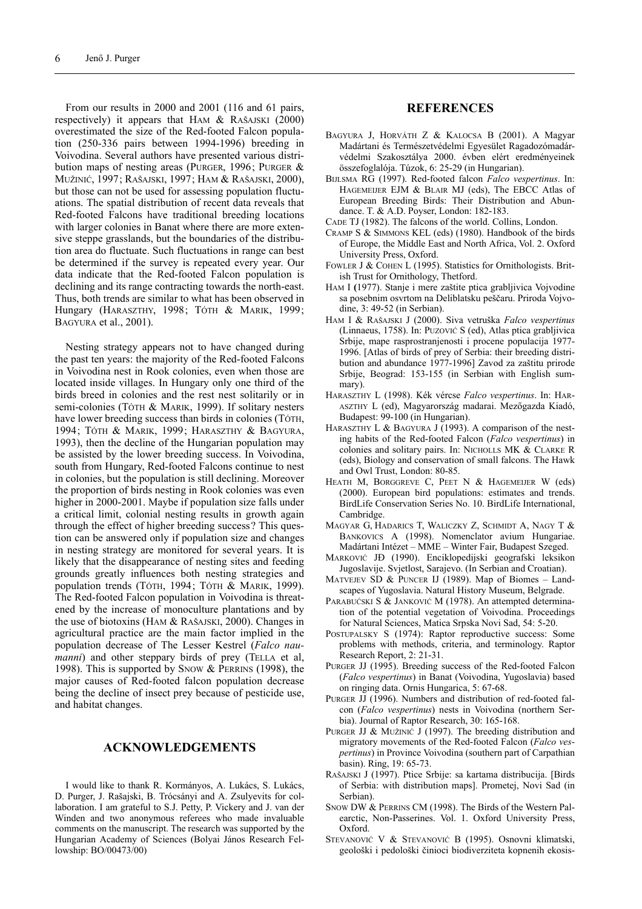From our results in 2000 and 2001 (116 and 61 pairs, respectively) it appears that HAM & RAŠAJSKI (2000) overestimated the size of the Red-footed Falcon population (250-336 pairs between 1994-1996) breeding in Voivodina. Several authors have presented various distribution maps of nesting areas (PURGER, 1996; PURGER & MUŽINIĆ, 1997; RAŠAJSKI, 1997; HAM & RAŠAJSKI, 2000), but those can not be used for assessing population fluctuations. The spatial distribution of recent data reveals that Red-footed Falcons have traditional breeding locations with larger colonies in Banat where there are more extensive steppe grasslands, but the boundaries of the distribution area do fluctuate. Such fluctuations in range can best be determined if the survey is repeated every year. Our data indicate that the Red-footed Falcon population is declining and its range contracting towards the north-east. Thus, both trends are similar to what has been observed in Hungary (HARASZTHY, 1998; TÓTH & MARIK, 1999; BAGYURA et al., 2001).

Nesting strategy appears not to have changed during the past ten years: the majority of the Red-footed Falcons in Voivodina nest in Rook colonies, even when those are located inside villages. In Hungary only one third of the birds breed in colonies and the rest nest solitarily or in semi-colonies (TÓTH & MARIK, 1999). If solitary nesters have lower breeding success than birds in colonies (TÓTH, 1994; TÓTH & MARIK, 1999; HARASZTHY & BAGYURA, 1993), then the decline of the Hungarian population may be assisted by the lower breeding success. In Voivodina, south from Hungary, Red-footed Falcons continue to nest in colonies, but the population is still declining. Moreover the proportion of birds nesting in Rook colonies was even higher in 2000-2001. Maybe if population size falls under a critical limit, colonial nesting results in growth again through the effect of higher breeding success? This question can be answered only if population size and changes in nesting strategy are monitored for several years. It is likely that the disappearance of nesting sites and feeding grounds greatly influences both nesting strategies and population trends (TÓTH, 1994; TÓTH & MARIK, 1999). The Red-footed Falcon population in Voivodina is threatened by the increase of monoculture plantations and by the use of biotoxins (HAM & RAŠAJSKI, 2000). Changes in agricultural practice are the main factor implied in the population decrease of The Lesser Kestrel (*Falco naumanni*) and other steppary birds of prey (TELLA et al, 1998). This is supported by SNOW & PERRINS (1998), the major causes of Red-footed falcon population decrease being the decline of insect prey because of pesticide use, and habitat changes.

## ACKNOWLEDGEMENTS

I would like to thank R. Kormányos, A. Lukács, S. Lukács, D. Purger, J. Rašajski, B. Trócsányi and A. Zsulyevits for collaboration. I am grateful to S.J. Petty, P. Vickery and J. van der Winden and two anonymous referees who made invaluable comments on the manuscript. The research was supported by the Hungarian Academy of Sciences (Bolyai János Research Fellowship: BO/00473/00)

## REFERENCES

BAGYURA J, HORVÁTH Z & KALOCSA B (2001). A Magyar Madártani és Természetvédelmi Egyesület Ragadozómadárvédelmi Szakosztálya 2000. évben elért eredményeinek összefoglalója. Túzok, 6: 25-29 (in Hungarian).

BIJLSMA RG (1997). Red-footed falcon *Falco vespertinus*. In: HAGEMEIJER EJM & BLAIR MJ (eds), The EBCC Atlas of European Breeding Birds: Their Distribution and Abundance. T. & A.D. Poyser, London: 182-183.

CADE TJ (1982). The falcons of the world. Collins, London.

CRAMP S & SIMMONS KEL (eds) (1980). Handbook of the birds of Europe, the Middle East and North Africa, Vol. 2. Oxford University Press, Oxford.

FOWLER J & COHEN L (1995). Statistics for Ornithologists. British Trust for Ornithology, Thetford.

HAM I (1977). Stanje i mere zaštite ptica grabljivica Vojvodine sa posebnim osvrtom na Deliblatsku peščaru. Priroda Vojvodine, 3: 49-52 (in Serbian).

HAM I & RAŠAJSKI J (2000). Siva vetruška *Falco vespertinus* (Linnaeus, 1758). In: PUZOVIĆ S (ed), Atlas ptica grabljivica Srbije, mape rasprostranjenosti i procene populacija 1977-1996. [Atlas of birds of prey of Serbia: their breeding distribution and abundance 1977-1996] Zavod za zaštitu prirode Srbije, Beograd: 153-155 (in Serbian with English summary).

HARASZTHY L (1998). Kék vércse *Falco vespertinus*. In: HARASZTHY L (ed), Magyarország madarai. Mezőgazda Kiadó, Budapest: 99-100 (in Hungarian).

HARASZTHY L & BAGYURA J (1993). A comparison of the nesting habits of the Red-footed Falcon (*Falco vespertinus*) in colonies and solitary pairs. In: NICHOLLS MK & CLARKE R (eds), Biology and conservation of small falcons. The Hawk and Owl Trust, London: 80-85.

HEATH M, BORGGREVE C, PEET N & HAGEMEIJER W (eds) (2000). European bird populations: estimates and trends. BirdLife Conservation Series No. 10. BirdLife International, Cambridge.

MAGYAR G, HADARICS T, WALICZKY Z, SCHMIDT A, NAGY T & BANKOVICS A (1998). Nomenclator avium Hungariae. Madártani Intézet – MME – Winter Fair, Budapest Szeged.

MARKOVIĆ JĐ (1990). Enciklopedijski geografski leksikon Jugoslavije. Svjetlost, Sarajevo. (In Serbian and Croatian).

MATVEJEV SD & PUNCER IJ (1989). Map of Biomes – Landscapes of Yugoslavia. Natural History Museum, Belgrade.

PARABUĆSKI S & JANKOVIĆ M (1978). An attempted determination of the potential vegetation of Voivodina. Proceedings for Natural Sciences, Matica Srpska Novi Sad, 54: 5-20.

POSTUPALSKY S (1974): Raptor reproductive success: Some problems with methods, criteria, and terminology. Raptor Research Report, 2: 21-31.

PURGER JJ (1995). Breeding success of the Red-footed Falcon (*Falco vespertinus*) in Banat (Voivodina, Yugoslavia) based on ringing data. Ornis Hungarica, 5: 67-68.

PURGER JJ (1996). Numbers and distribution of red-footed falcon (*Falco vespertinus*) nests in Voivodina (northern Serbia). Journal of Raptor Research, 30: 165-168.

PURGER JJ & MUŽINIĆ J (1997). The breeding distribution and migratory movements of the Red-footed Falcon (*Falco vespertinus*) in Province Voivodina (southern part of Carpathian basin). Ring, 19: 65-73.

RAŠAJSKI J (1997). Ptice Srbije: sa kartama distribucija. [Birds of Serbia: with distribution maps]. Prometej, Novi Sad (in Serbian).

SNOW DW & PERRINS CM (1998). The Birds of the Western Palearctic, Non-Passerines. Vol. 1. Oxford University Press, Oxford.

STEVANOVIĆ V & STEVANOVIĆ B (1995). Osnovni klimatski, geološki i pedološki činioci biodiverziteta kopnenih ekosis-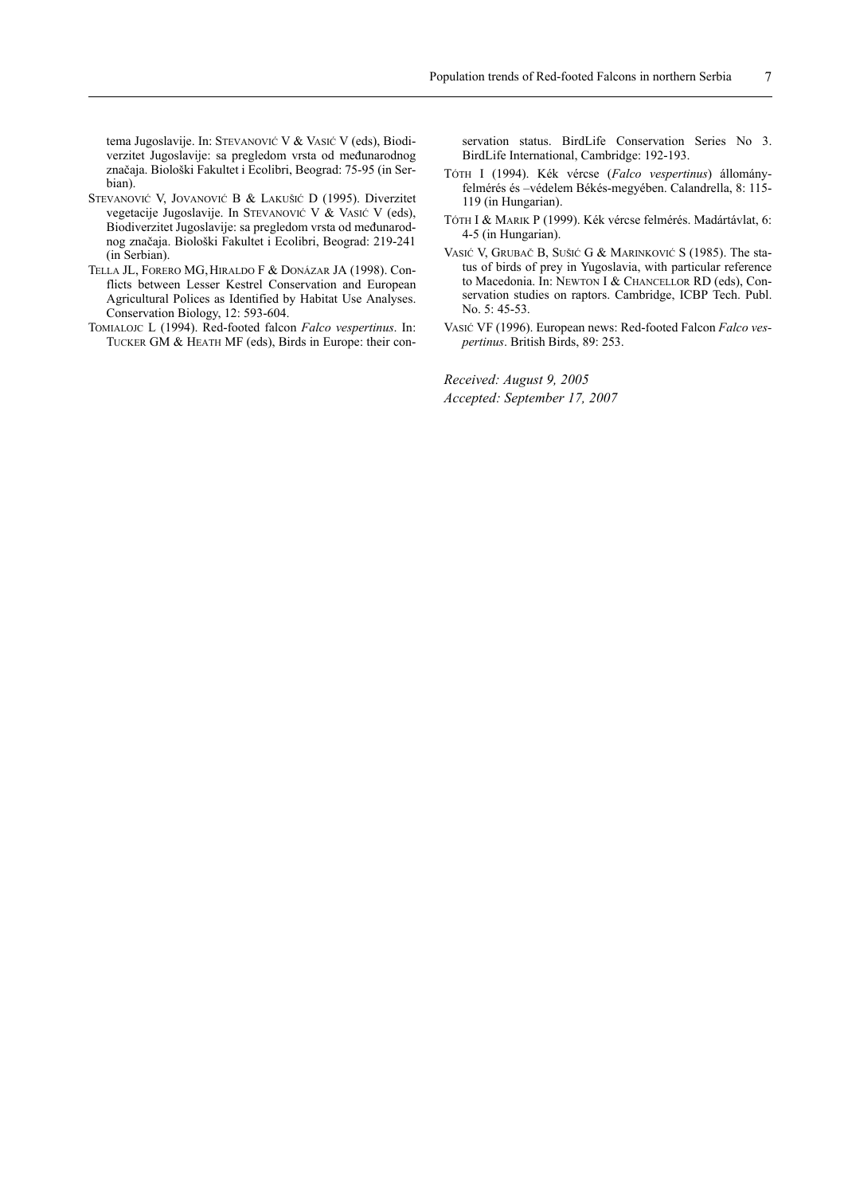tema Jugoslavije. In: Stevanović V & Vasić V (eds), Biodiverzitet Jugoslavije: sa pregledom vrsta od međunarodnog značaja. Biološki Fakultet i Ecolibri, Beograd: 75-95 (in Serbian).

Stevanović V, Jovanović B & Lakušić D (1995). Diverzitet vegetacije Jugoslavije. In Stevanović V & Vasić V (eds), Biodiverzitet Jugoslavije: sa pregledom vrsta od međunarodnog značaja. Biološki Fakultet i Ecolibri, Beograd: 219-241 (in Serbian).

Tella JL, Forero MG, Hiraldo F & Donázar JA (1998). Conflicts between Lesser Kestrel Conservation and European Agricultural Polices as Identified by Habitat Use Analyses. Conservation Biology, 12: 593-604.

Tomialojc L (1994). Red-footed falcon *Falco vespertinus*. In: Tucker GM & Heath MF (eds), Birds in Europe: their conservation status. BirdLife Conservation Series No 3. BirdLife International, Cambridge: 192-193.

Tóth I (1994). Kék vércse (*Falco vespertinus*) állományfelmérés és –védelem Békés-megyében. Calandrella, 8: 115-119 (in Hungarian).

Tóth I & Marik P (1999). Kék vércse felmérés. Madártávlat, 6: 4-5 (in Hungarian).

Vasić V, Grubač B, Sušić G & Marinković S (1985). The status of birds of prey in Yugoslavia, with particular reference to Macedonia. In: Newton I & Chancellor RD (eds), Conservation studies on raptors. Cambridge, ICBP Tech. Publ. No. 5: 45-53.

Vasić VF (1996). European news: Red-footed Falcon *Falco vespertinus*. British Birds, 89: 253.

*Received: August 9, 2005*
*Accepted: September 17, 2007*